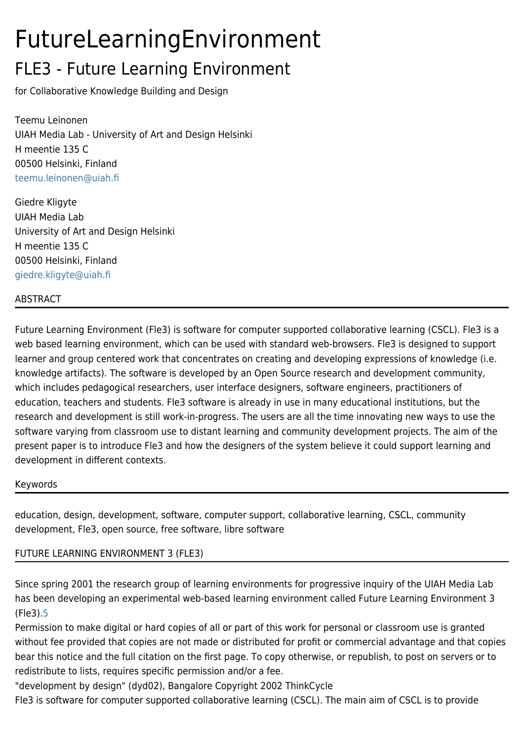# FutureLearningEnvironment

## FLE3 - Future Learning Environment

for Collaborative Knowledge Building and Design

Teemu Leinonen
UIAH Media Lab - University of Art and Design Helsinki
H meentie 135 C
00500 Helsinki, Finland
teemu.leinonen@uiah.fi

Giedre Kligyte
UIAH Media Lab
University of Art and Design Helsinki
H meentie 135 C
00500 Helsinki, Finland
giedre.kligyte@uiah.fi

### ABSTRACT

Future Learning Environment (Fle3) is software for computer supported collaborative learning (CSCL). Fle3 is a web based learning environment, which can be used with standard web-browsers. Fle3 is designed to support learner and group centered work that concentrates on creating and developing expressions of knowledge (i.e. knowledge artifacts). The software is developed by an Open Source research and development community, which includes pedagogical researchers, user interface designers, software engineers, practitioners of education, teachers and students. Fle3 software is already in use in many educational institutions, but the research and development is still work-in-progress. The users are all the time innovating new ways to use the software varying from classroom use to distant learning and community development projects. The aim of the present paper is to introduce Fle3 and how the designers of the system believe it could support learning and development in different contexts.

### Keywords

education, design, development, software, computer support, collaborative learning, CSCL, community development, Fle3, open source, free software, libre software

### FUTURE LEARNING ENVIRONMENT 3 (FLE3)

Since spring 2001 the research group of learning environments for progressive inquiry of the UIAH Media Lab has been developing an experimental web-based learning environment called Future Learning Environment 3 (Fle3).[5]

Permission to make digital or hard copies of all or part of this work for personal or classroom use is granted without fee provided that copies are not made or distributed for profit or commercial advantage and that copies bear this notice and the full citation on the first page. To copy otherwise, or republish, to post on servers or to redistribute to lists, requires specific permission and/or a fee.

"development by design" (dyd02), Bangalore Copyright 2002 ThinkCycle

Fle3 is software for computer supported collaborative learning (CSCL). The main aim of CSCL is to provide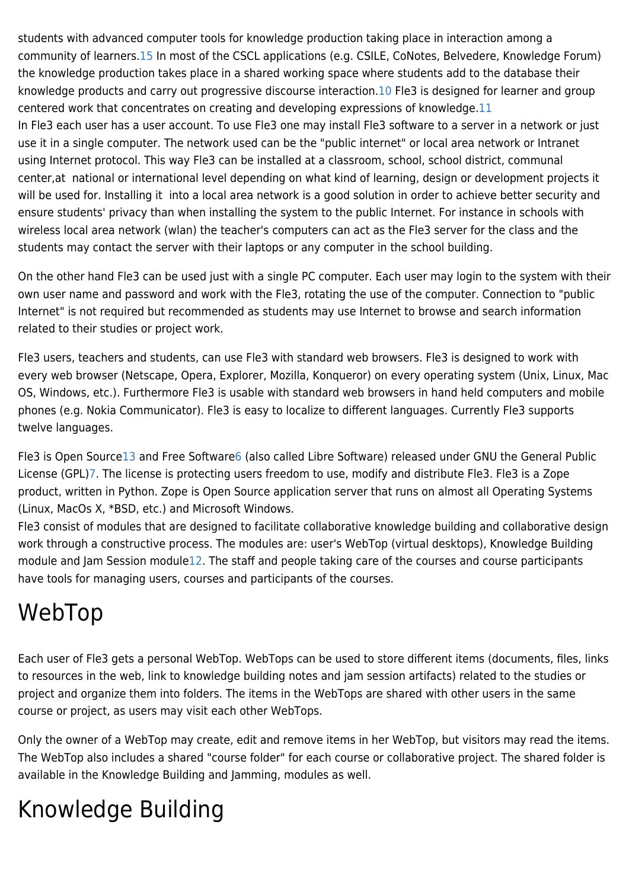students with advanced computer tools for knowledge production taking place in interaction among a community of learners.[15] In most of the CSCL applications (e.g. CSILE, CoNotes, Belvedere, Knowledge Forum) the knowledge production takes place in a shared working space where students add to the database their knowledge products and carry out progressive discourse interaction.[10] Fle3 is designed for learner and group centered work that concentrates on creating and developing expressions of knowledge.[11]
In Fle3 each user has a user account. To use Fle3 one may install Fle3 software to a server in a network or just use it in a single computer. The network used can be the "public internet" or local area network or Intranet using Internet protocol. This way Fle3 can be installed at a classroom, school, school district, communal center,at national or international level depending on what kind of learning, design or development projects it will be used for. Installing it into a local area network is a good solution in order to achieve better security and ensure students' privacy than when installing the system to the public Internet. For instance in schools with wireless local area network (wlan) the teacher's computers can act as the Fle3 server for the class and the students may contact the server with their laptops or any computer in the school building.

On the other hand Fle3 can be used just with a single PC computer. Each user may login to the system with their own user name and password and work with the Fle3, rotating the use of the computer. Connection to "public Internet" is not required but recommended as students may use Internet to browse and search information related to their studies or project work.

Fle3 users, teachers and students, can use Fle3 with standard web browsers. Fle3 is designed to work with every web browser (Netscape, Opera, Explorer, Mozilla, Konqueror) on every operating system (Unix, Linux, Mac OS, Windows, etc.). Furthermore Fle3 is usable with standard web browsers in hand held computers and mobile phones (e.g. Nokia Communicator). Fle3 is easy to localize to different languages. Currently Fle3 supports twelve languages.

Fle3 is Open Source[13] and Free Software[6] (also called Libre Software) released under GNU the General Public License (GPL)[7]. The license is protecting users freedom to use, modify and distribute Fle3. Fle3 is a Zope product, written in Python. Zope is Open Source application server that runs on almost all Operating Systems (Linux, MacOs X, *BSD, etc.) and Microsoft Windows.
Fle3 consist of modules that are designed to facilitate collaborative knowledge building and collaborative design work through a constructive process. The modules are: user's WebTop (virtual desktops), Knowledge Building module and Jam Session module[12]. The staff and people taking care of the courses and course participants have tools for managing users, courses and participants of the courses.

# WebTop

Each user of Fle3 gets a personal WebTop. WebTops can be used to store different items (documents, files, links to resources in the web, link to knowledge building notes and jam session artifacts) related to the studies or project and organize them into folders. The items in the WebTops are shared with other users in the same course or project, as users may visit each other WebTops.

Only the owner of a WebTop may create, edit and remove items in her WebTop, but visitors may read the items. The WebTop also includes a shared "course folder" for each course or collaborative project. The shared folder is available in the Knowledge Building and Jamming, modules as well.

# Knowledge Building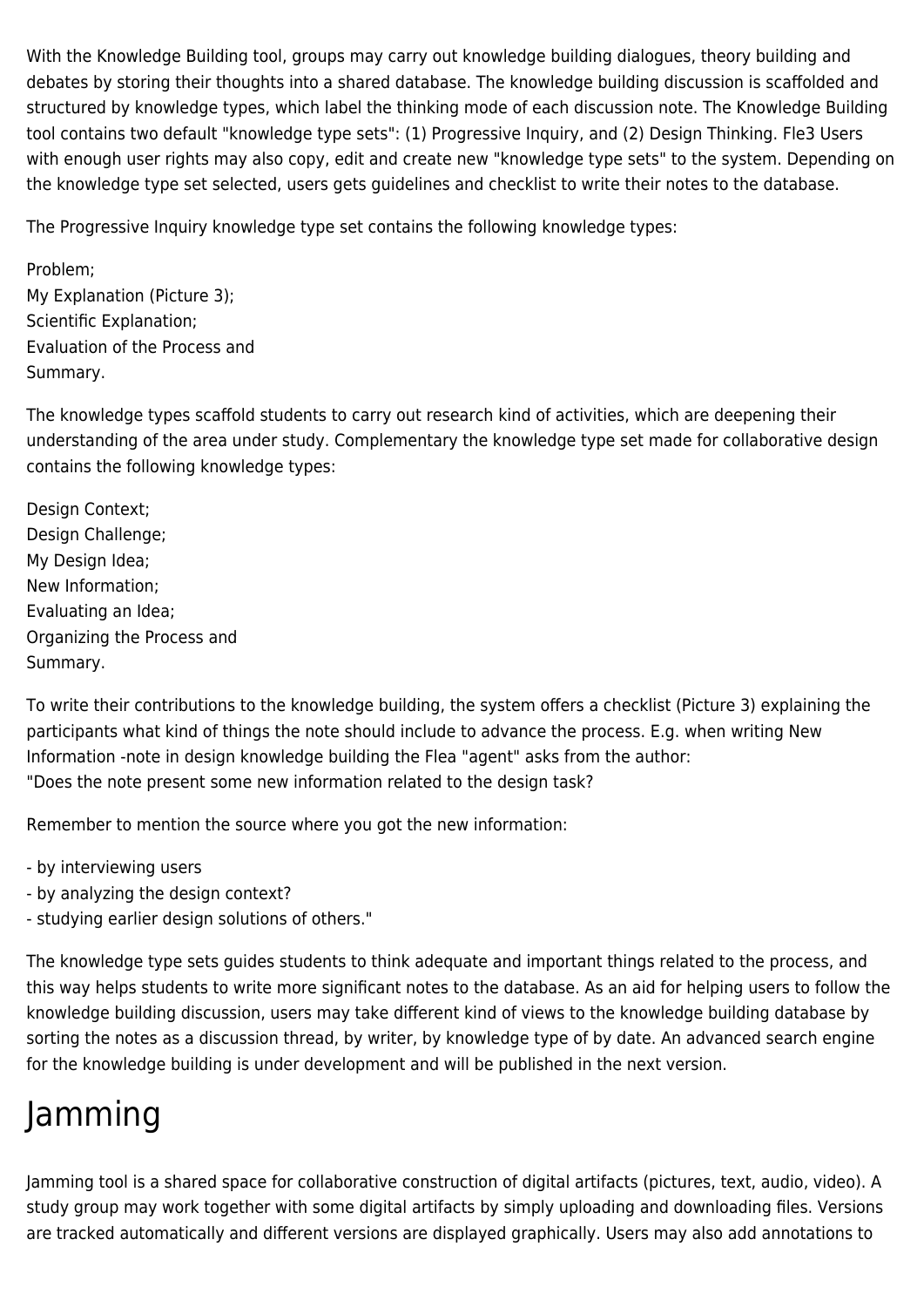With the Knowledge Building tool, groups may carry out knowledge building dialogues, theory building and debates by storing their thoughts into a shared database. The knowledge building discussion is scaffolded and structured by knowledge types, which label the thinking mode of each discussion note. The Knowledge Building tool contains two default "knowledge type sets": (1) Progressive Inquiry, and (2) Design Thinking. Fle3 Users with enough user rights may also copy, edit and create new "knowledge type sets" to the system. Depending on the knowledge type set selected, users gets guidelines and checklist to write their notes to the database.

The Progressive Inquiry knowledge type set contains the following knowledge types:

Problem;
My Explanation (Picture 3);
Scientific Explanation;
Evaluation of the Process and
Summary.

The knowledge types scaffold students to carry out research kind of activities, which are deepening their understanding of the area under study. Complementary the knowledge type set made for collaborative design contains the following knowledge types:

Design Context;
Design Challenge;
My Design Idea;
New Information;
Evaluating an Idea;
Organizing the Process and
Summary.

To write their contributions to the knowledge building, the system offers a checklist (Picture 3) explaining the participants what kind of things the note should include to advance the process. E.g. when writing New Information -note in design knowledge building the Flea "agent" asks from the author:
"Does the note present some new information related to the design task?

Remember to mention the source where you got the new information:

- by interviewing users
- by analyzing the design context?
- studying earlier design solutions of others."

The knowledge type sets guides students to think adequate and important things related to the process, and this way helps students to write more significant notes to the database. As an aid for helping users to follow the knowledge building discussion, users may take different kind of views to the knowledge building database by sorting the notes as a discussion thread, by writer, by knowledge type of by date. An advanced search engine for the knowledge building is under development and will be published in the next version.

# Jamming

Jamming tool is a shared space for collaborative construction of digital artifacts (pictures, text, audio, video). A study group may work together with some digital artifacts by simply uploading and downloading files. Versions are tracked automatically and different versions are displayed graphically. Users may also add annotations to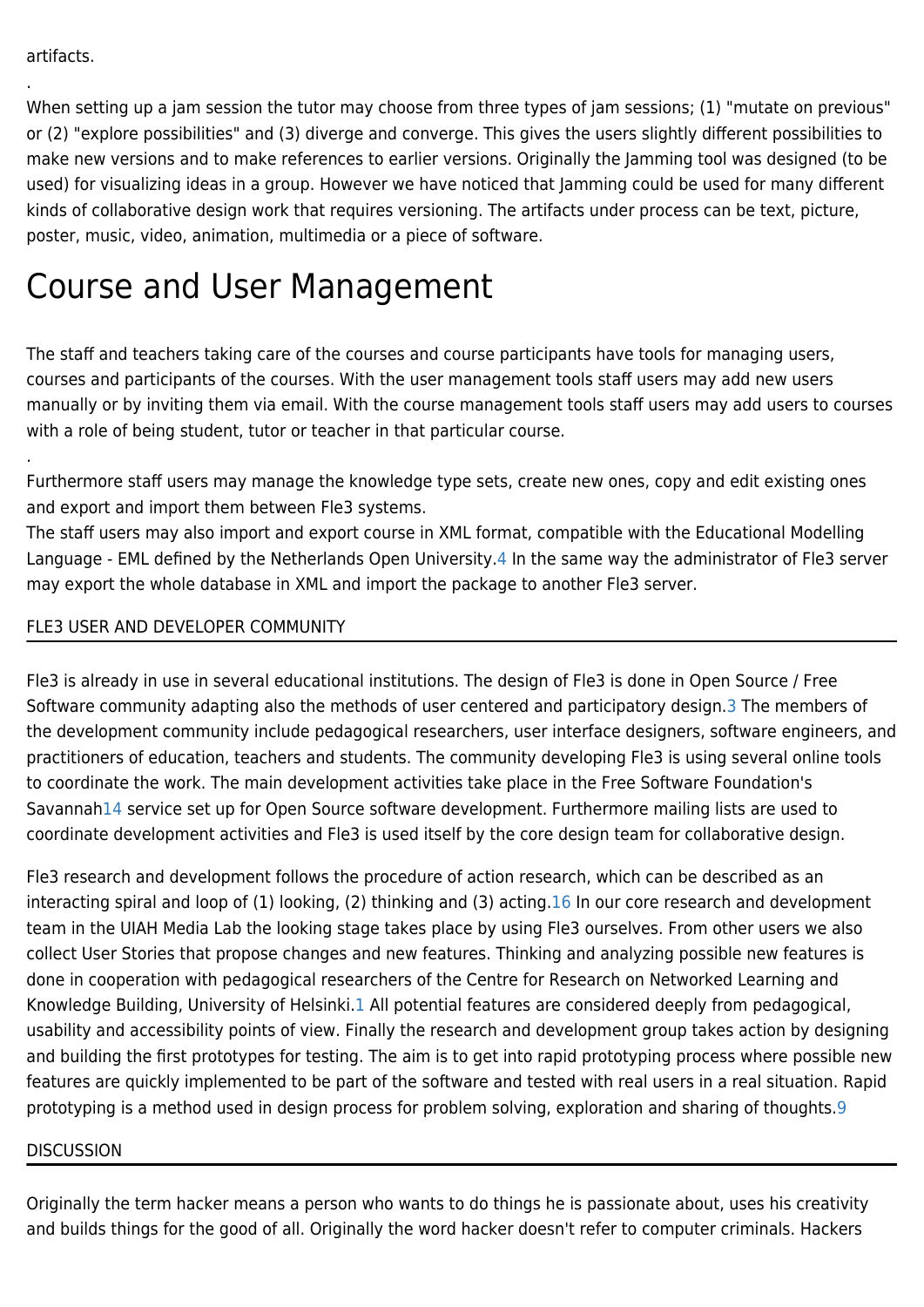artifacts.

.

When setting up a jam session the tutor may choose from three types of jam sessions; (1) "mutate on previous" or (2) "explore possibilities" and (3) diverge and converge. This gives the users slightly different possibilities to make new versions and to make references to earlier versions. Originally the Jamming tool was designed (to be used) for visualizing ideas in a group. However we have noticed that Jamming could be used for many different kinds of collaborative design work that requires versioning. The artifacts under process can be text, picture, poster, music, video, animation, multimedia or a piece of software.

# Course and User Management

The staff and teachers taking care of the courses and course participants have tools for managing users, courses and participants of the courses. With the user management tools staff users may add new users manually or by inviting them via email. With the course management tools staff users may add users to courses with a role of being student, tutor or teacher in that particular course.

.

Furthermore staff users may manage the knowledge type sets, create new ones, copy and edit existing ones and export and import them between Fle3 systems.
The staff users may also import and export course in XML format, compatible with the Educational Modelling Language - EML defined by the Netherlands Open University.[4] In the same way the administrator of Fle3 server may export the whole database in XML and import the package to another Fle3 server.

## FLE3 USER AND DEVELOPER COMMUNITY

Fle3 is already in use in several educational institutions. The design of Fle3 is done in Open Source / Free Software community adapting also the methods of user centered and participatory design.[3] The members of the development community include pedagogical researchers, user interface designers, software engineers, and practitioners of education, teachers and students. The community developing Fle3 is using several online tools to coordinate the work. The main development activities take place in the Free Software Foundation's Savannah[14] service set up for Open Source software development. Furthermore mailing lists are used to coordinate development activities and Fle3 is used itself by the core design team for collaborative design.

Fle3 research and development follows the procedure of action research, which can be described as an interacting spiral and loop of (1) looking, (2) thinking and (3) acting.[16] In our core research and development team in the UIAH Media Lab the looking stage takes place by using Fle3 ourselves. From other users we also collect User Stories that propose changes and new features. Thinking and analyzing possible new features is done in cooperation with pedagogical researchers of the Centre for Research on Networked Learning and Knowledge Building, University of Helsinki.[1] All potential features are considered deeply from pedagogical, usability and accessibility points of view. Finally the research and development group takes action by designing and building the first prototypes for testing. The aim is to get into rapid prototyping process where possible new features are quickly implemented to be part of the software and tested with real users in a real situation. Rapid prototyping is a method used in design process for problem solving, exploration and sharing of thoughts.[9]

## DISCUSSION

Originally the term hacker means a person who wants to do things he is passionate about, uses his creativity and builds things for the good of all. Originally the word hacker doesn't refer to computer criminals. Hackers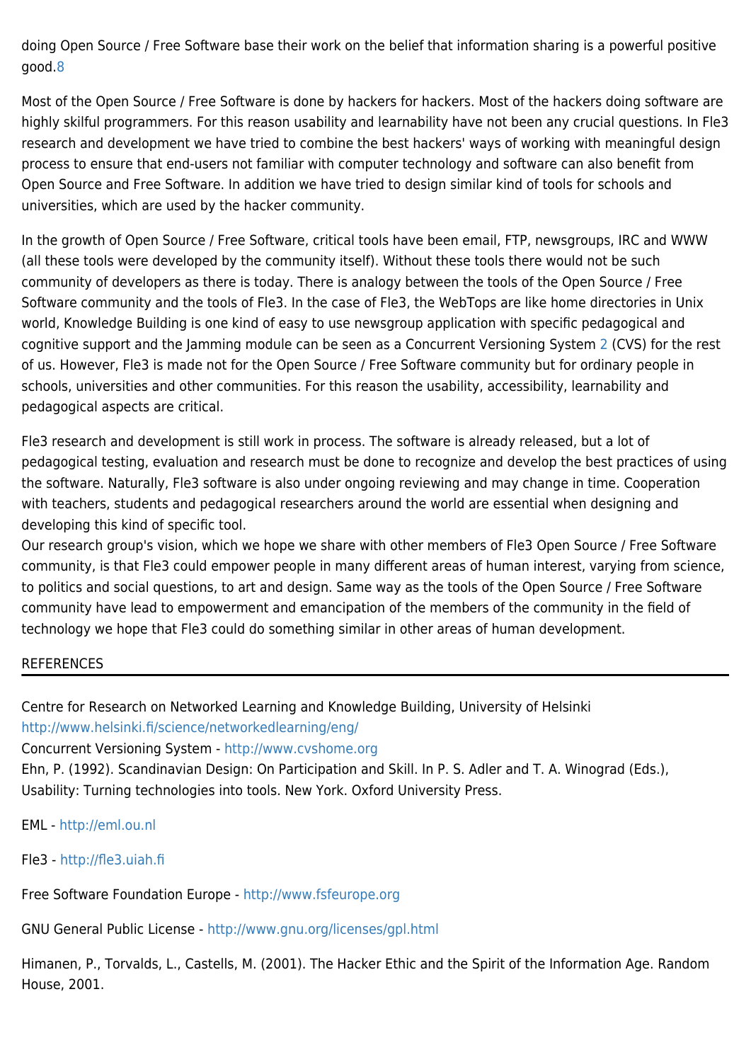doing Open Source / Free Software base their work on the belief that information sharing is a powerful positive good.[8]

Most of the Open Source / Free Software is done by hackers for hackers. Most of the hackers doing software are highly skilful programmers. For this reason usability and learnability have not been any crucial questions. In Fle3 research and development we have tried to combine the best hackers' ways of working with meaningful design process to ensure that end-users not familiar with computer technology and software can also benefit from Open Source and Free Software. In addition we have tried to design similar kind of tools for schools and universities, which are used by the hacker community.

In the growth of Open Source / Free Software, critical tools have been email, FTP, newsgroups, IRC and WWW (all these tools were developed by the community itself). Without these tools there would not be such community of developers as there is today. There is analogy between the tools of the Open Source / Free Software community and the tools of Fle3. In the case of Fle3, the WebTops are like home directories in Unix world, Knowledge Building is one kind of easy to use newsgroup application with specific pedagogical and cognitive support and the Jamming module can be seen as a Concurrent Versioning System [2] (CVS) for the rest of us. However, Fle3 is made not for the Open Source / Free Software community but for ordinary people in schools, universities and other communities. For this reason the usability, accessibility, learnability and pedagogical aspects are critical.

Fle3 research and development is still work in process. The software is already released, but a lot of pedagogical testing, evaluation and research must be done to recognize and develop the best practices of using the software. Naturally, Fle3 software is also under ongoing reviewing and may change in time. Cooperation with teachers, students and pedagogical researchers around the world are essential when designing and developing this kind of specific tool.
Our research group's vision, which we hope we share with other members of Fle3 Open Source / Free Software community, is that Fle3 could empower people in many different areas of human interest, varying from science, to politics and social questions, to art and design. Same way as the tools of the Open Source / Free Software community have lead to empowerment and emancipation of the members of the community in the field of technology we hope that Fle3 could do something similar in other areas of human development.

## REFERENCES

Centre for Research on Networked Learning and Knowledge Building, University of Helsinki http://www.helsinki.fi/science/networkedlearning/eng/
Concurrent Versioning System - http://www.cvshome.org
Ehn, P. (1992). Scandinavian Design: On Participation and Skill. In P. S. Adler and T. A. Winograd (Eds.), Usability: Turning technologies into tools. New York. Oxford University Press.

EML - http://eml.ou.nl

Fle3 - http://fle3.uiah.fi

Free Software Foundation Europe - http://www.fsfeurope.org

GNU General Public License - http://www.gnu.org/licenses/gpl.html

Himanen, P., Torvalds, L., Castells, M. (2001). The Hacker Ethic and the Spirit of the Information Age. Random House, 2001.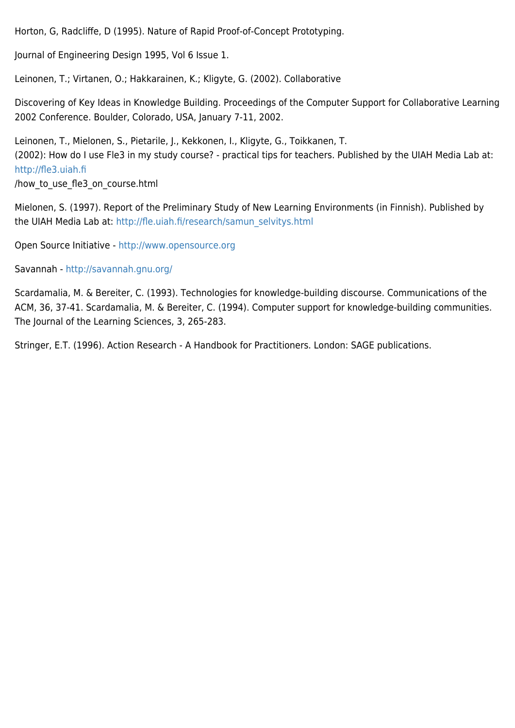Horton, G, Radcliffe, D (1995). Nature of Rapid Proof-of-Concept Prototyping.

Journal of Engineering Design 1995, Vol 6 Issue 1.

Leinonen, T.; Virtanen, O.; Hakkarainen, K.; Kligyte, G. (2002). Collaborative

Discovering of Key Ideas in Knowledge Building. Proceedings of the Computer Support for Collaborative Learning 2002 Conference. Boulder, Colorado, USA, January 7-11, 2002.

Leinonen, T., Mielonen, S., Pietarile, J., Kekkonen, I., Kligyte, G., Toikkanen, T.
(2002): How do I use Fle3 in my study course? - practical tips for teachers. Published by the UIAH Media Lab at: http://fle3.uiah.fi
/how_to_use_fle3_on_course.html

Mielonen, S. (1997). Report of the Preliminary Study of New Learning Environments (in Finnish). Published by the UIAH Media Lab at: http://fle.uiah.fi/research/samun_selvitys.html

Open Source Initiative - http://www.opensource.org

Savannah - http://savannah.gnu.org/

Scardamalia, M. & Bereiter, C. (1993). Technologies for knowledge-building discourse. Communications of the ACM, 36, 37-41. Scardamalia, M. & Bereiter, C. (1994). Computer support for knowledge-building communities. The Journal of the Learning Sciences, 3, 265-283.

Stringer, E.T. (1996). Action Research - A Handbook for Practitioners. London: SAGE publications.